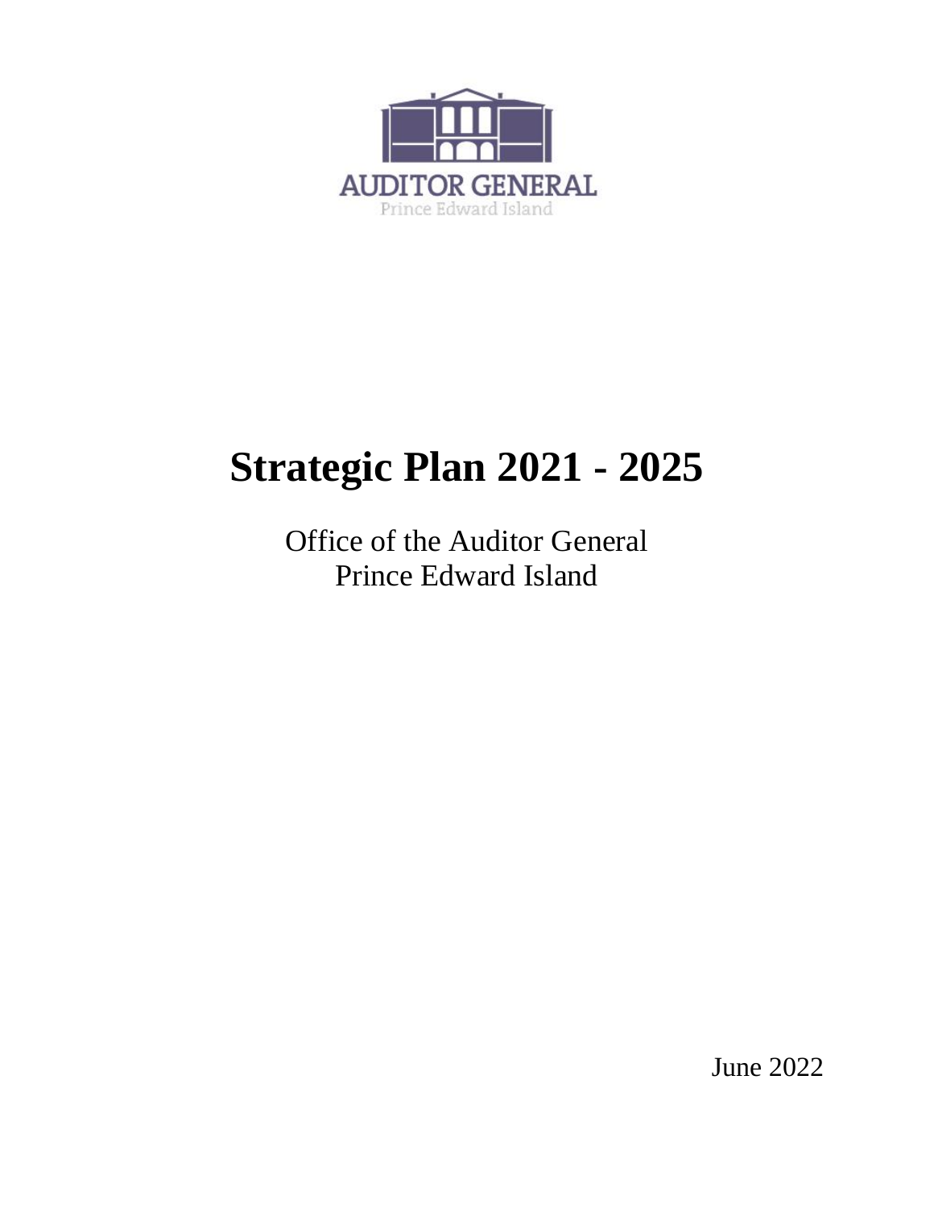AUDITOR GENERAL
Prince Edward Island

# Strategic Plan 2021 - 2025

Office of the Auditor General
Prince Edward Island

June 2022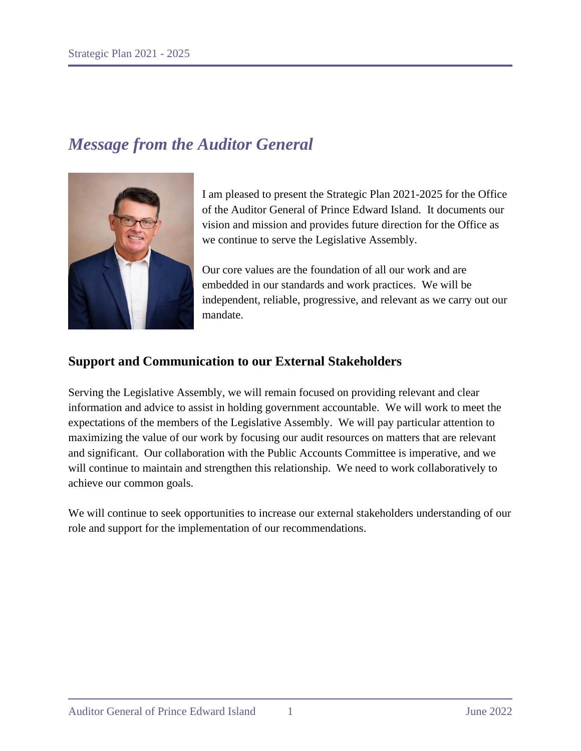# *Message from the Auditor General*

I am pleased to present the Strategic Plan 2021-2025 for the Office of the Auditor General of Prince Edward Island. It documents our vision and mission and provides future direction for the Office as we continue to serve the Legislative Assembly.

Our core values are the foundation of all our work and are embedded in our standards and work practices. We will be independent, reliable, progressive, and relevant as we carry out our mandate.

## Support and Communication to our External Stakeholders

Serving the Legislative Assembly, we will remain focused on providing relevant and clear information and advice to assist in holding government accountable. We will work to meet the expectations of the members of the Legislative Assembly. We will pay particular attention to maximizing the value of our work by focusing our audit resources on matters that are relevant and significant. Our collaboration with the Public Accounts Committee is imperative, and we will continue to maintain and strengthen this relationship. We need to work collaboratively to achieve our common goals.

We will continue to seek opportunities to increase our external stakeholders understanding of our role and support for the implementation of our recommendations.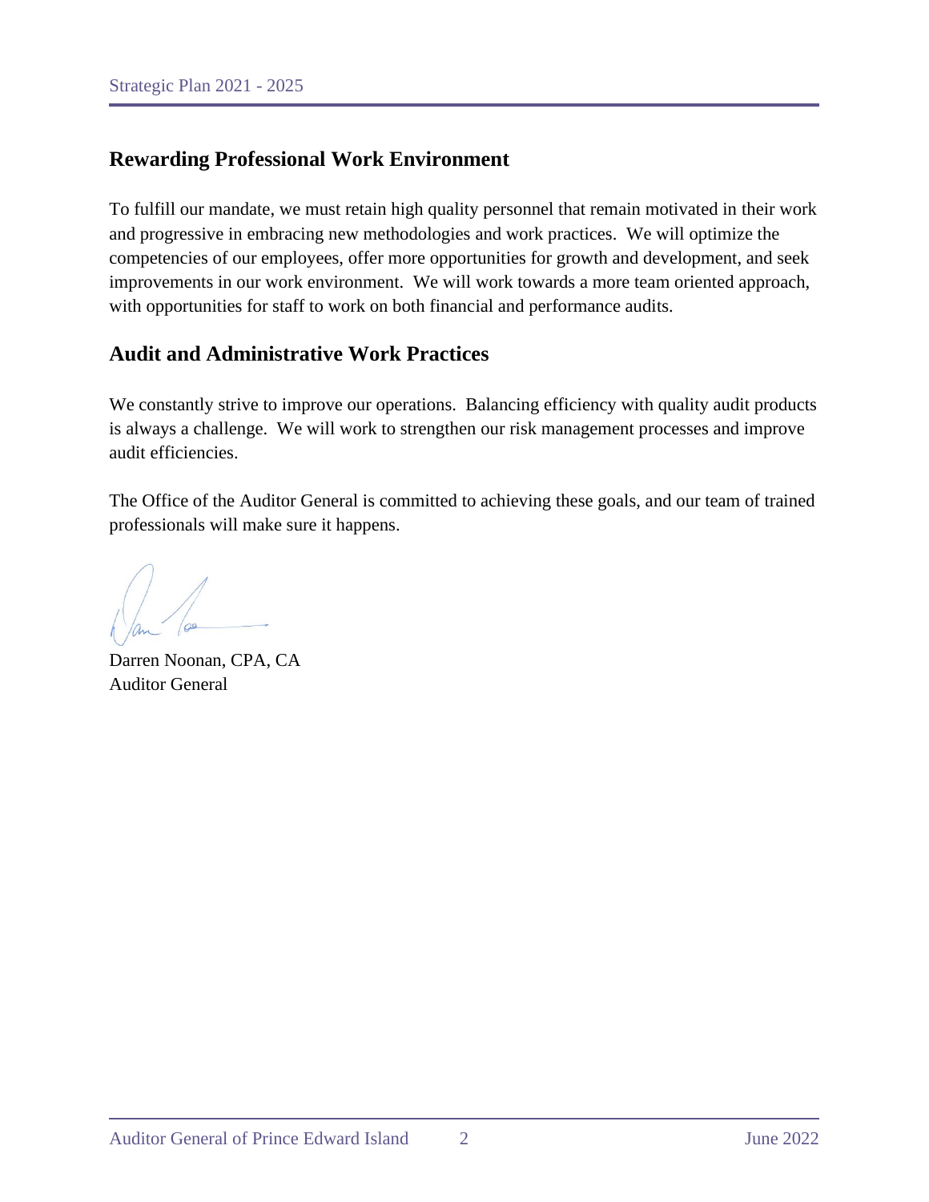## Rewarding Professional Work Environment

To fulfill our mandate, we must retain high quality personnel that remain motivated in their work and progressive in embracing new methodologies and work practices. We will optimize the competencies of our employees, offer more opportunities for growth and development, and seek improvements in our work environment. We will work towards a more team oriented approach, with opportunities for staff to work on both financial and performance audits.

## Audit and Administrative Work Practices

We constantly strive to improve our operations. Balancing efficiency with quality audit products is always a challenge. We will work to strengthen our risk management processes and improve audit efficiencies.

The Office of the Auditor General is committed to achieving these goals, and our team of trained professionals will make sure it happens.

Darren Noonan, CPA, CA
Auditor General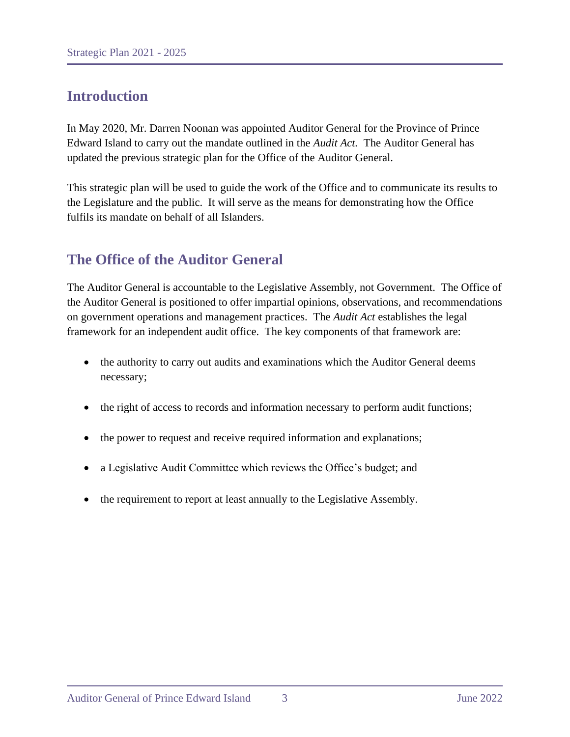## Introduction

In May 2020, Mr. Darren Noonan was appointed Auditor General for the Province of Prince Edward Island to carry out the mandate outlined in the *Audit Act.* The Auditor General has updated the previous strategic plan for the Office of the Auditor General.

This strategic plan will be used to guide the work of the Office and to communicate its results to the Legislature and the public. It will serve as the means for demonstrating how the Office fulfils its mandate on behalf of all Islanders.

## The Office of the Auditor General

The Auditor General is accountable to the Legislative Assembly, not Government. The Office of the Auditor General is positioned to offer impartial opinions, observations, and recommendations on government operations and management practices. The *Audit Act* establishes the legal framework for an independent audit office. The key components of that framework are:

- the authority to carry out audits and examinations which the Auditor General deems necessary;
- the right of access to records and information necessary to perform audit functions;
- the power to request and receive required information and explanations;
- a Legislative Audit Committee which reviews the Office's budget; and
- the requirement to report at least annually to the Legislative Assembly.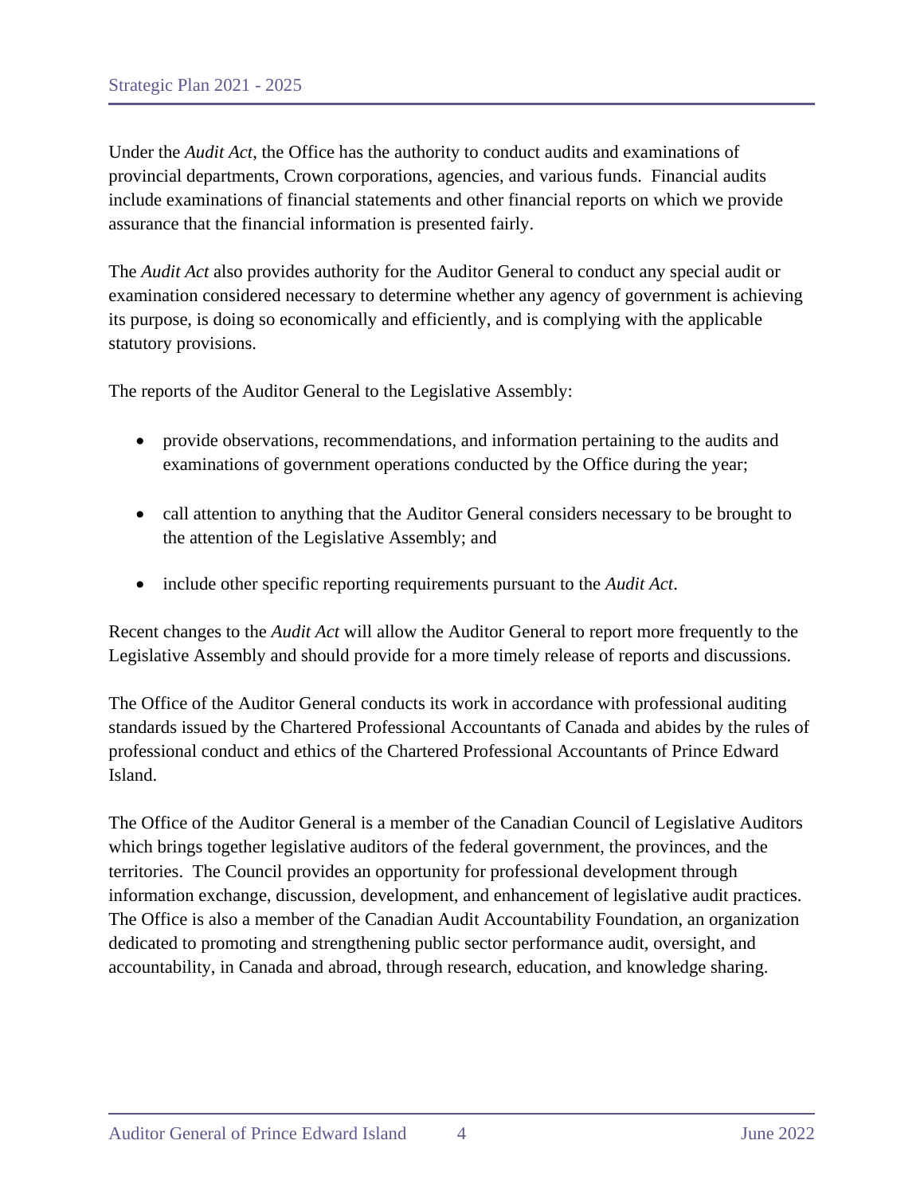Under the *Audit Act*, the Office has the authority to conduct audits and examinations of provincial departments, Crown corporations, agencies, and various funds. Financial audits include examinations of financial statements and other financial reports on which we provide assurance that the financial information is presented fairly.

The *Audit Act* also provides authority for the Auditor General to conduct any special audit or examination considered necessary to determine whether any agency of government is achieving its purpose, is doing so economically and efficiently, and is complying with the applicable statutory provisions.

The reports of the Auditor General to the Legislative Assembly:

- provide observations, recommendations, and information pertaining to the audits and examinations of government operations conducted by the Office during the year;
- call attention to anything that the Auditor General considers necessary to be brought to the attention of the Legislative Assembly; and
- include other specific reporting requirements pursuant to the *Audit Act*.

Recent changes to the *Audit Act* will allow the Auditor General to report more frequently to the Legislative Assembly and should provide for a more timely release of reports and discussions.

The Office of the Auditor General conducts its work in accordance with professional auditing standards issued by the Chartered Professional Accountants of Canada and abides by the rules of professional conduct and ethics of the Chartered Professional Accountants of Prince Edward Island.

The Office of the Auditor General is a member of the Canadian Council of Legislative Auditors which brings together legislative auditors of the federal government, the provinces, and the territories. The Council provides an opportunity for professional development through information exchange, discussion, development, and enhancement of legislative audit practices. The Office is also a member of the Canadian Audit Accountability Foundation, an organization dedicated to promoting and strengthening public sector performance audit, oversight, and accountability, in Canada and abroad, through research, education, and knowledge sharing.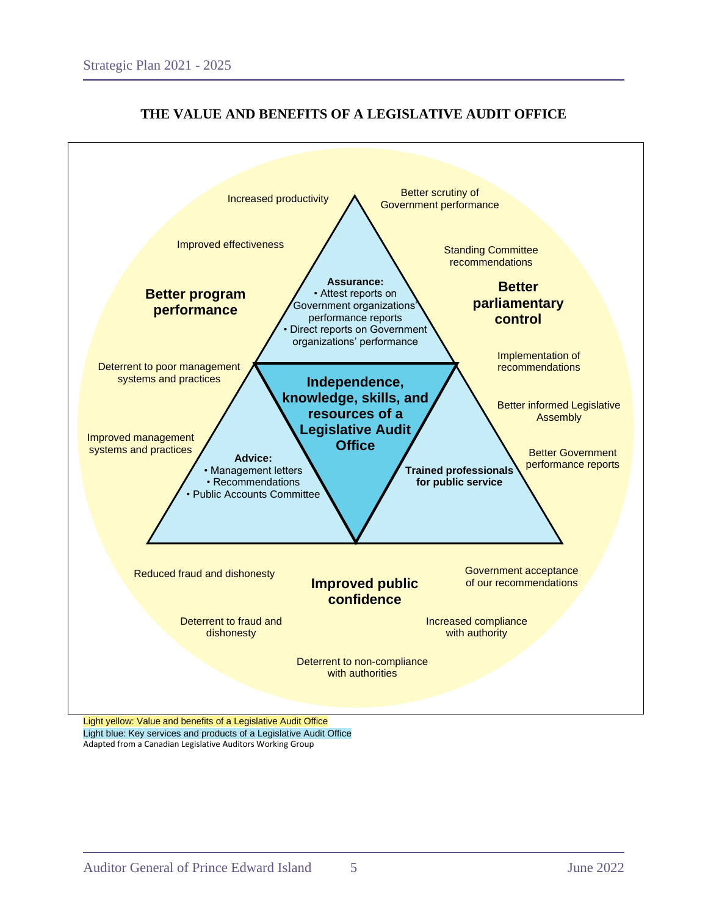# THE VALUE AND BENEFITS OF A LEGISLATIVE AUDIT OFFICE

**Independence, knowledge, skills, and resources of a Legislative Audit Office**

**Assurance:**
- Attest reports on Government organizations' performance reports
- Direct reports on Government organizations' performance

**Advice:**
- Management letters
- Recommendations
- Public Accounts Committee

**Trained professionals for public service**

**Better program performance**

- Increased productivity
- Improved effectiveness
- Deterrent to poor management systems and practices
- Improved management systems and practices

**Better parliamentary control**

- Better scrutiny of Government performance
- Standing Committee recommendations
- Implementation of recommendations
- Better informed Legislative Assembly
- Better Government performance reports

**Improved public confidence**

- Reduced fraud and dishonesty
- Deterrent to fraud and dishonesty
- Deterrent to non-compliance with authorities
- Increased compliance with authority
- Government acceptance of our recommendations

Light yellow: Value and benefits of a Legislative Audit Office
Light blue: Key services and products of a Legislative Audit Office
Adapted from a Canadian Legislative Auditors Working Group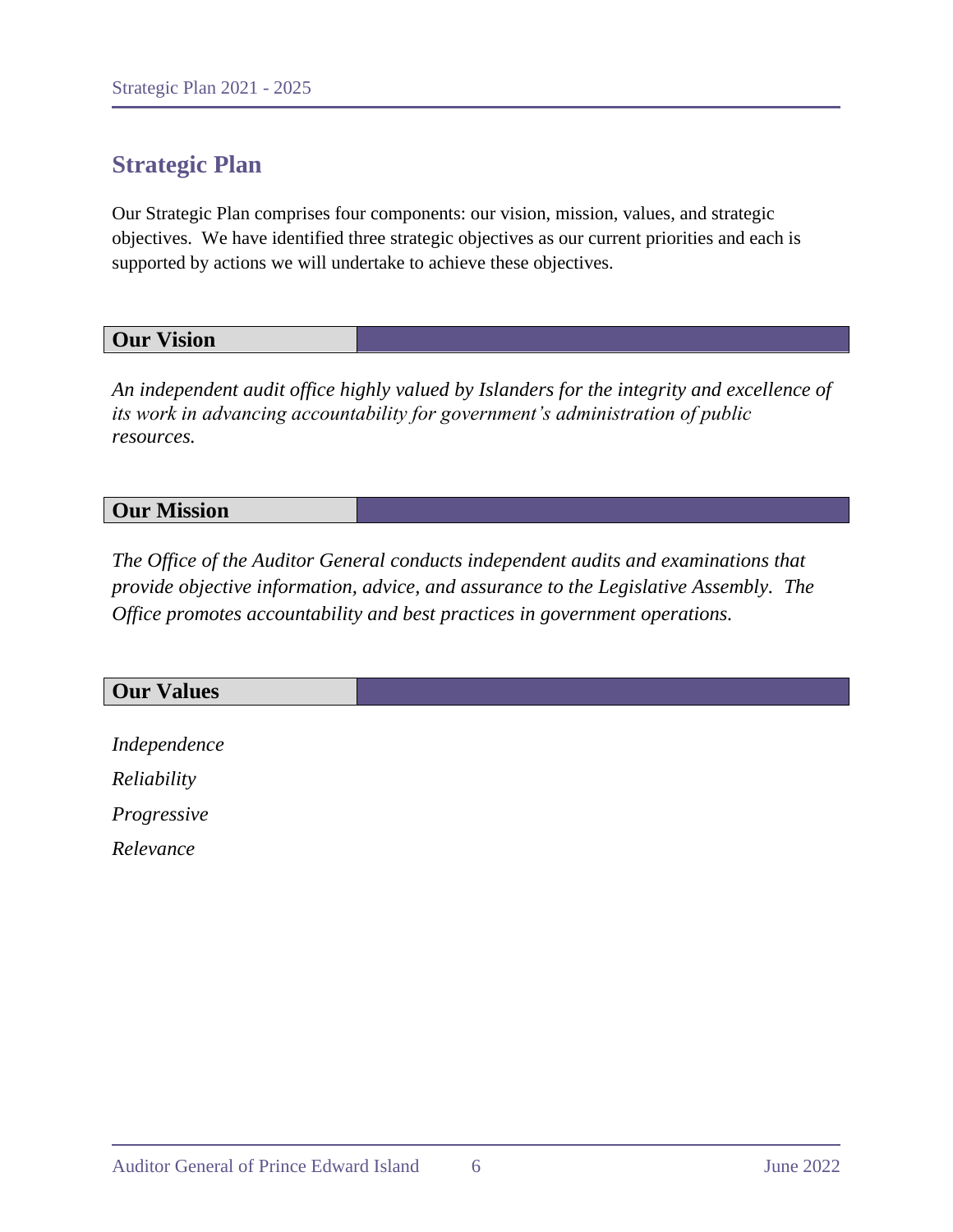## Strategic Plan

Our Strategic Plan comprises four components: our vision, mission, values, and strategic objectives. We have identified three strategic objectives as our current priorities and each is supported by actions we will undertake to achieve these objectives.

### Our Vision

*An independent audit office highly valued by Islanders for the integrity and excellence of its work in advancing accountability for government's administration of public resources.*

### Our Mission

*The Office of the Auditor General conducts independent audits and examinations that provide objective information, advice, and assurance to the Legislative Assembly. The Office promotes accountability and best practices in government operations.*

### Our Values

*Independence*

*Reliability*

*Progressive*

*Relevance*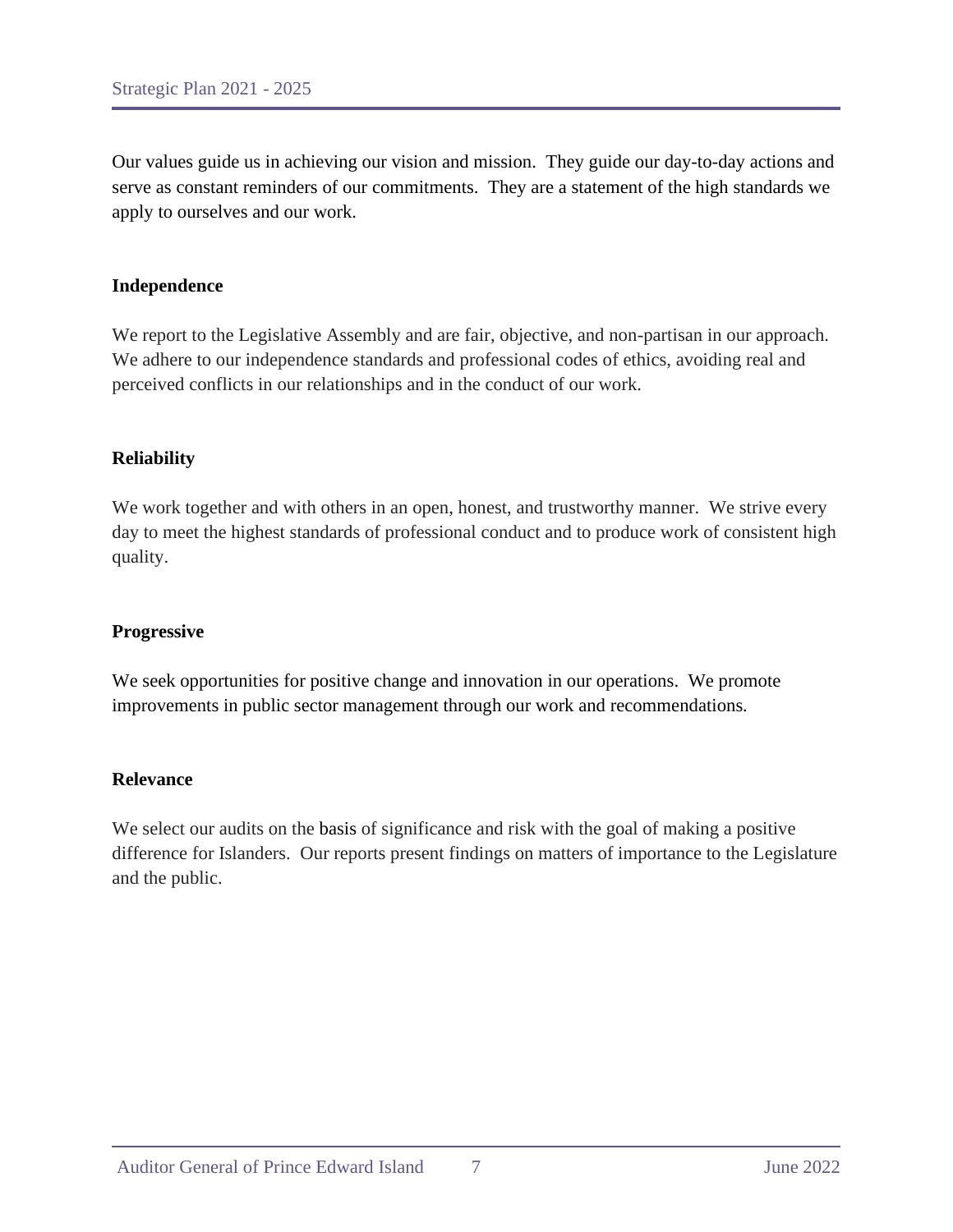Our values guide us in achieving our vision and mission. They guide our day-to-day actions and serve as constant reminders of our commitments. They are a statement of the high standards we apply to ourselves and our work.

**Independence**

We report to the Legislative Assembly and are fair, objective, and non-partisan in our approach. We adhere to our independence standards and professional codes of ethics, avoiding real and perceived conflicts in our relationships and in the conduct of our work.

**Reliability**

We work together and with others in an open, honest, and trustworthy manner. We strive every day to meet the highest standards of professional conduct and to produce work of consistent high quality.

**Progressive**

We seek opportunities for positive change and innovation in our operations. We promote improvements in public sector management through our work and recommendations.

**Relevance**

We select our audits on the basis of significance and risk with the goal of making a positive difference for Islanders. Our reports present findings on matters of importance to the Legislature and the public.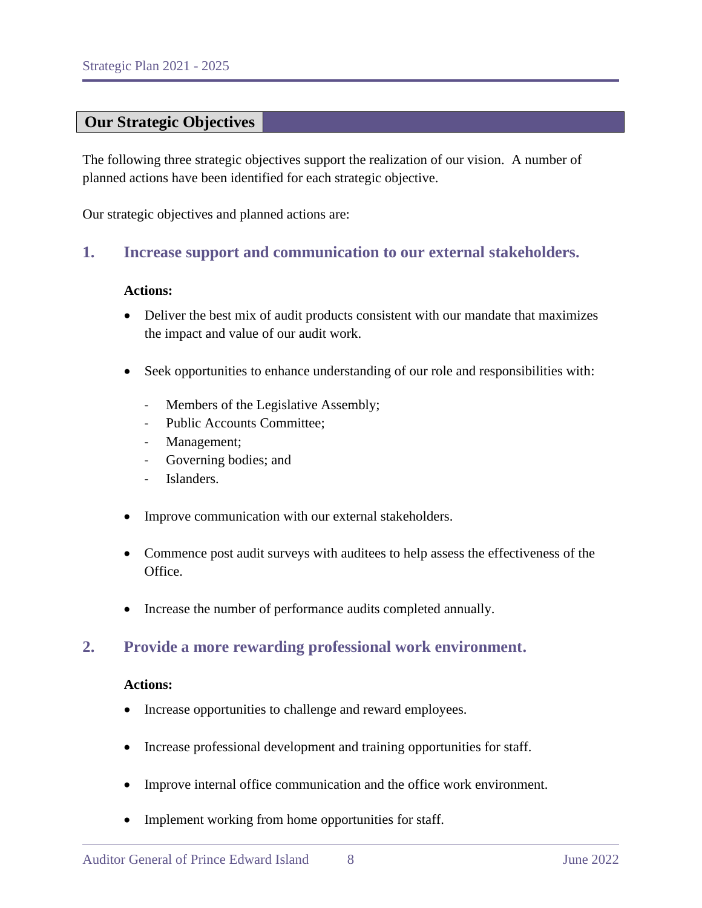## Our Strategic Objectives

The following three strategic objectives support the realization of our vision. A number of planned actions have been identified for each strategic objective.

Our strategic objectives and planned actions are:

### 1. Increase support and communication to our external stakeholders.

**Actions:**

- Deliver the best mix of audit products consistent with our mandate that maximizes the impact and value of our audit work.
- Seek opportunities to enhance understanding of our role and responsibilities with:
  - Members of the Legislative Assembly;
  - Public Accounts Committee;
  - Management;
  - Governing bodies; and
  - Islanders.
- Improve communication with our external stakeholders.
- Commence post audit surveys with auditees to help assess the effectiveness of the Office.
- Increase the number of performance audits completed annually.

### 2. Provide a more rewarding professional work environment.

**Actions:**

- Increase opportunities to challenge and reward employees.
- Increase professional development and training opportunities for staff.
- Improve internal office communication and the office work environment.
- Implement working from home opportunities for staff.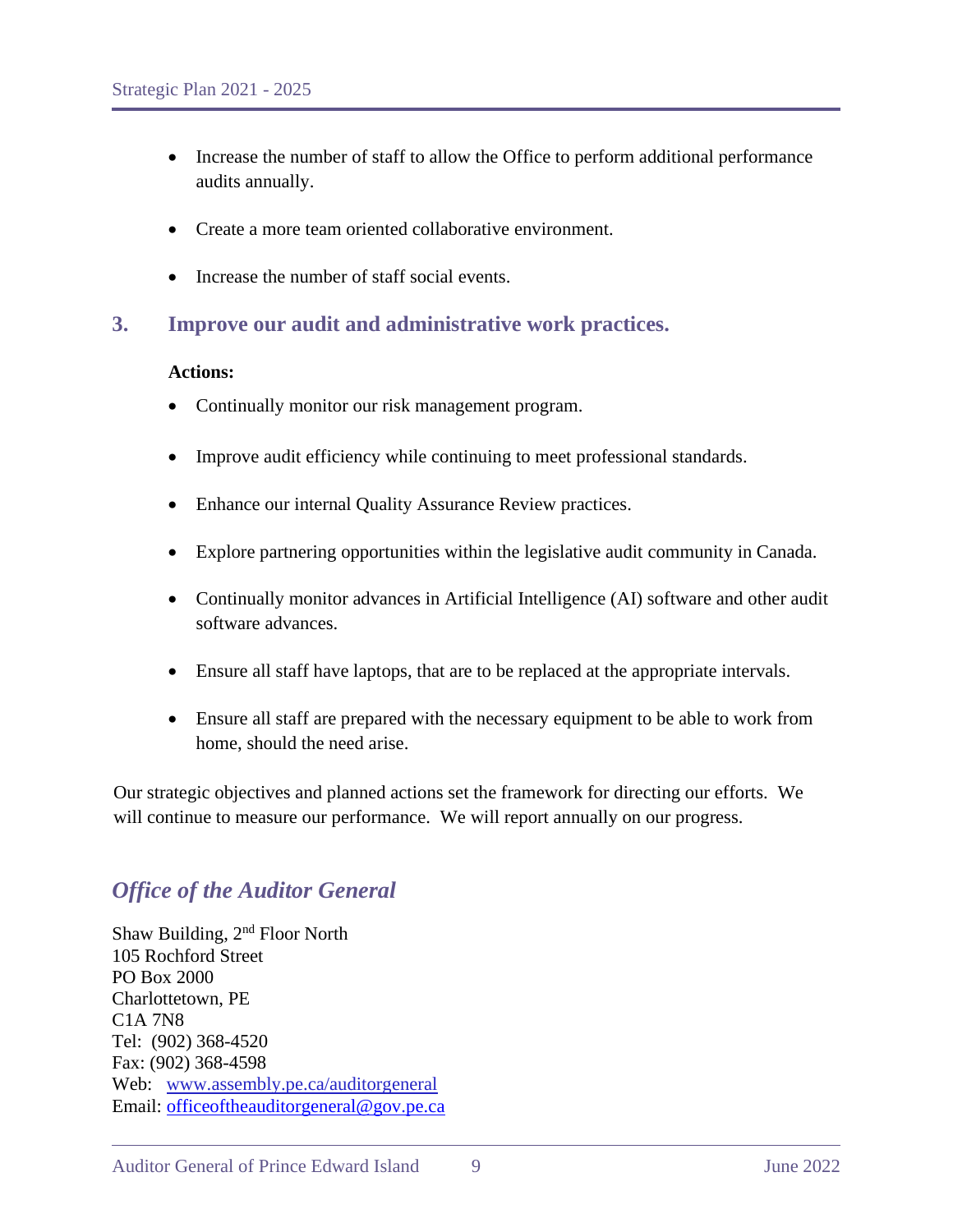- Increase the number of staff to allow the Office to perform additional performance audits annually.

- Create a more team oriented collaborative environment.

- Increase the number of staff social events.

## 3. Improve our audit and administrative work practices.

**Actions:**

- Continually monitor our risk management program.

- Improve audit efficiency while continuing to meet professional standards.

- Enhance our internal Quality Assurance Review practices.

- Explore partnering opportunities within the legislative audit community in Canada.

- Continually monitor advances in Artificial Intelligence (AI) software and other audit software advances.

- Ensure all staff have laptops, that are to be replaced at the appropriate intervals.

- Ensure all staff are prepared with the necessary equipment to be able to work from home, should the need arise.

Our strategic objectives and planned actions set the framework for directing our efforts. We will continue to measure our performance. We will report annually on our progress.

## *Office of the Auditor General*

Shaw Building, 2nd Floor North
105 Rochford Street
PO Box 2000
Charlottetown, PE
C1A 7N8
Tel: (902) 368-4520
Fax: (902) 368-4598
Web: [www.assembly.pe.ca/auditorgeneral](http://www.assembly.pe.ca/auditorgeneral)
Email: [officeoftheauditorgeneral@gov.pe.ca](mailto:officeoftheauditorgeneral@gov.pe.ca)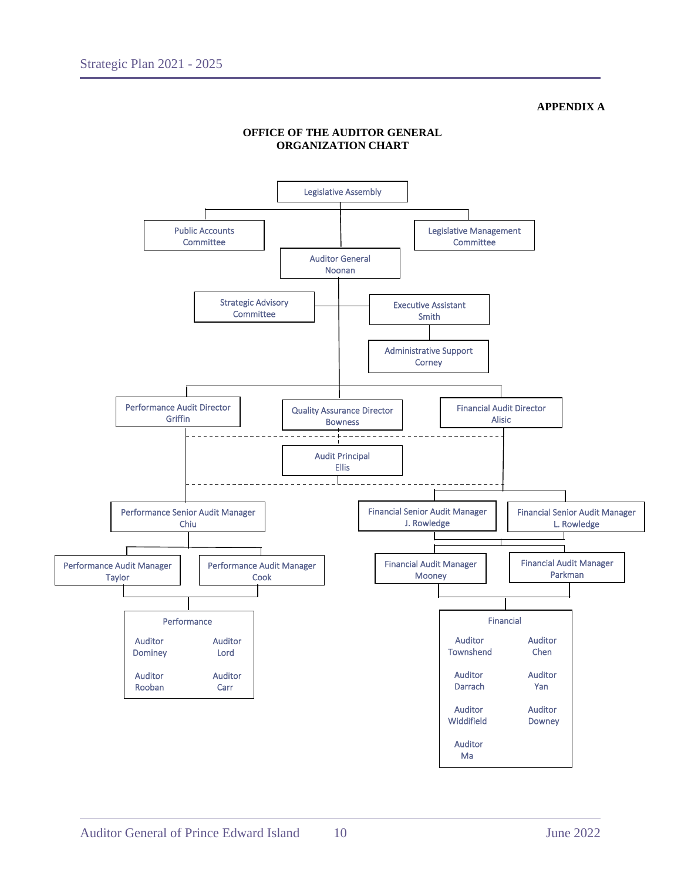**APPENDIX A**

**OFFICE OF THE AUDITOR GENERAL**
**ORGANIZATION CHART**

- Legislative Assembly
  - Public Accounts Committee
  - Legislative Management Committee
  - Auditor General Noonan
    - Strategic Advisory Committee
    - Executive Assistant Smith
      - Administrative Support Corney
    - Performance Audit Director Griffin
    - Quality Assurance Director Bowness
    - Financial Audit Director Alisic
    - Audit Principal Ellis
    - Performance Senior Audit Manager Chiu
      - Performance Audit Manager Taylor
      - Performance Audit Manager Cook
        - Performance
          - Auditor Dominey
          - Auditor Lord
          - Auditor Rooban
          - Auditor Carr
    - Financial Senior Audit Manager J. Rowledge
    - Financial Senior Audit Manager L. Rowledge
      - Financial Audit Manager Mooney
      - Financial Audit Manager Parkman
        - Financial
          - Auditor Townshend
          - Auditor Chen
          - Auditor Darrach
          - Auditor Yan
          - Auditor Widdifield
          - Auditor Downey
          - Auditor Ma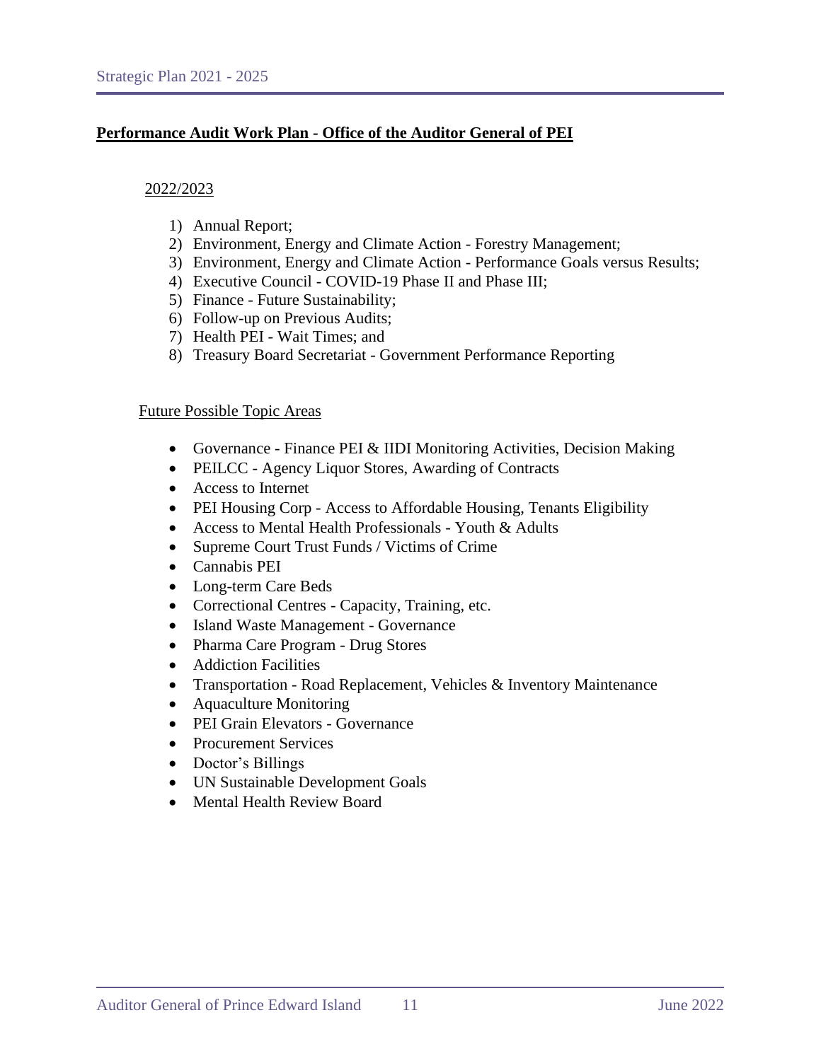## Performance Audit Work Plan - Office of the Auditor General of PEI

### 2022/2023

1) Annual Report;
2) Environment, Energy and Climate Action - Forestry Management;
3) Environment, Energy and Climate Action - Performance Goals versus Results;
4) Executive Council - COVID-19 Phase II and Phase III;
5) Finance - Future Sustainability;
6) Follow-up on Previous Audits;
7) Health PEI - Wait Times; and
8) Treasury Board Secretariat - Government Performance Reporting

### Future Possible Topic Areas

- Governance - Finance PEI & IIDI Monitoring Activities, Decision Making
- PEILCC - Agency Liquor Stores, Awarding of Contracts
- Access to Internet
- PEI Housing Corp - Access to Affordable Housing, Tenants Eligibility
- Access to Mental Health Professionals - Youth & Adults
- Supreme Court Trust Funds / Victims of Crime
- Cannabis PEI
- Long-term Care Beds
- Correctional Centres - Capacity, Training, etc.
- Island Waste Management - Governance
- Pharma Care Program - Drug Stores
- Addiction Facilities
- Transportation - Road Replacement, Vehicles & Inventory Maintenance
- Aquaculture Monitoring
- PEI Grain Elevators - Governance
- Procurement Services
- Doctor's Billings
- UN Sustainable Development Goals
- Mental Health Review Board